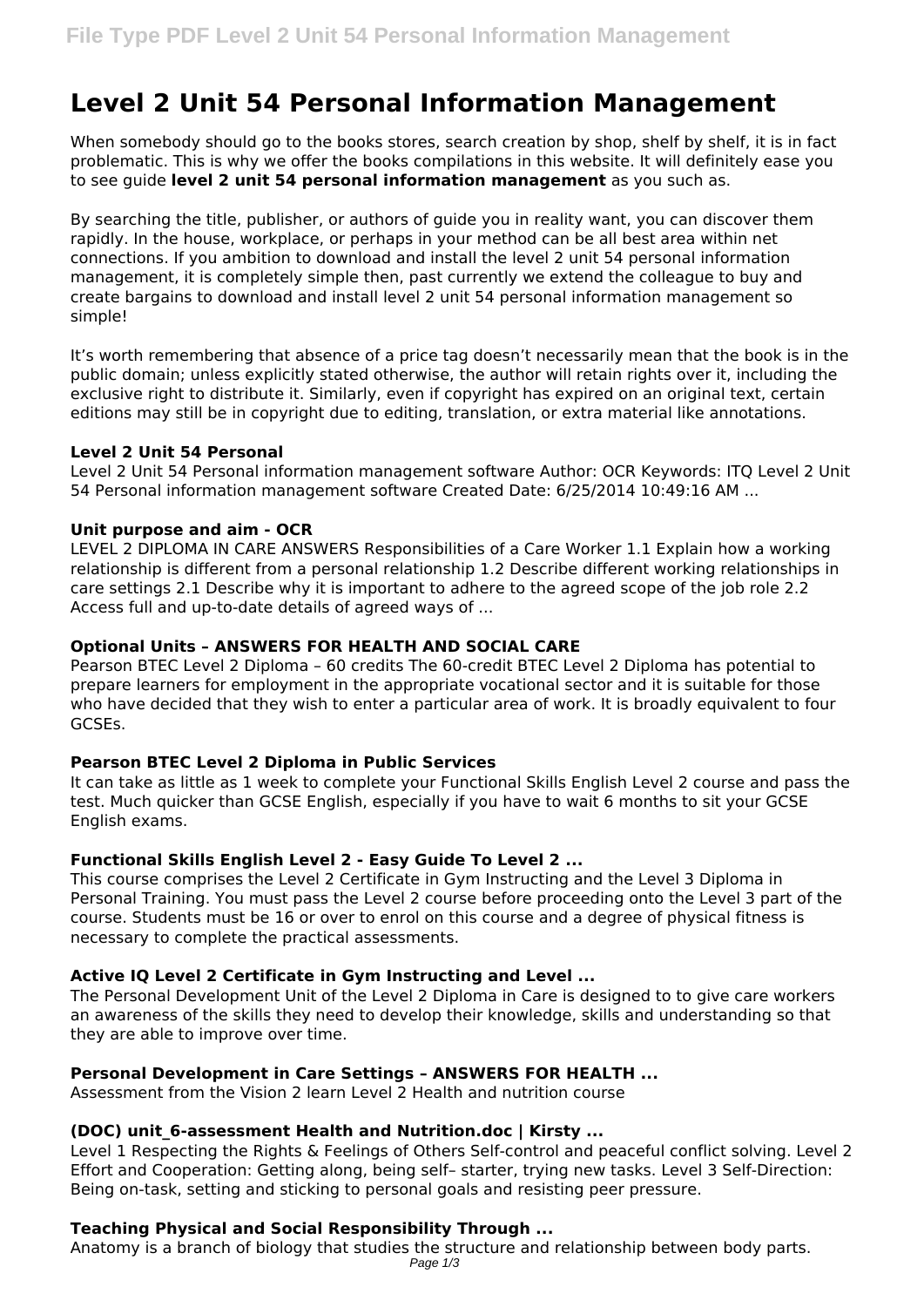# Level 2 Unit 54 Personal Information Management

When somebody should go to the books stores, search creation by shop, shelf by shelf, it is in fact problematic. This is why we offer the books compilations in this website. It will definitely ease you to see guide **level 2 unit 54 personal information management** as you such as.

By searching the title, publisher, or authors of guide you in reality want, you can discover them rapidly. In the house, workplace, or perhaps in your method can be all best area within net connections. If you ambition to download and install the level 2 unit 54 personal information management, it is completely simple then, past currently we extend the colleague to buy and create bargains to download and install level 2 unit 54 personal information management so simple!

It's worth remembering that absence of a price tag doesn't necessarily mean that the book is in the public domain; unless explicitly stated otherwise, the author will retain rights over it, including the exclusive right to distribute it. Similarly, even if copyright has expired on an original text, certain editions may still be in copyright due to editing, translation, or extra material like annotations.

### Level 2 Unit 54 Personal

Level 2 Unit 54 Personal information management software Author: OCR Keywords: ITQ Level 2 Unit 54 Personal information management software Created Date: 6/25/2014 10:49:16 AM ...

### Unit purpose and aim - OCR

LEVEL 2 DIPLOMA IN CARE ANSWERS Responsibilities of a Care Worker 1.1 Explain how a working relationship is different from a personal relationship 1.2 Describe different working relationships in care settings 2.1 Describe why it is important to adhere to the agreed scope of the job role 2.2 Access full and up-to-date details of agreed ways of ...

### Optional Units – ANSWERS FOR HEALTH AND SOCIAL CARE

Pearson BTEC Level 2 Diploma – 60 credits The 60-credit BTEC Level 2 Diploma has potential to prepare learners for employment in the appropriate vocational sector and it is suitable for those who have decided that they wish to enter a particular area of work. It is broadly equivalent to four GCSEs.

### Pearson BTEC Level 2 Diploma in Public Services

It can take as little as 1 week to complete your Functional Skills English Level 2 course and pass the test. Much quicker than GCSE English, especially if you have to wait 6 months to sit your GCSE English exams.

### Functional Skills English Level 2 - Easy Guide To Level 2 ...

This course comprises the Level 2 Certificate in Gym Instructing and the Level 3 Diploma in Personal Training. You must pass the Level 2 course before proceeding onto the Level 3 part of the course. Students must be 16 or over to enrol on this course and a degree of physical fitness is necessary to complete the practical assessments.

### Active IQ Level 2 Certificate in Gym Instructing and Level ...

The Personal Development Unit of the Level 2 Diploma in Care is designed to to give care workers an awareness of the skills they need to develop their knowledge, skills and understanding so that they are able to improve over time.

### Personal Development in Care Settings – ANSWERS FOR HEALTH ...

Assessment from the Vision 2 learn Level 2 Health and nutrition course

### (DOC) unit_6-assessment Health and Nutrition.doc | Kirsty ...

Level 1 Respecting the Rights & Feelings of Others Self-control and peaceful conflict solving. Level 2 Effort and Cooperation: Getting along, being self– starter, trying new tasks. Level 3 Self-Direction: Being on-task, setting and sticking to personal goals and resisting peer pressure.

### Teaching Physical and Social Responsibility Through ...

Anatomy is a branch of biology that studies the structure and relationship between body parts.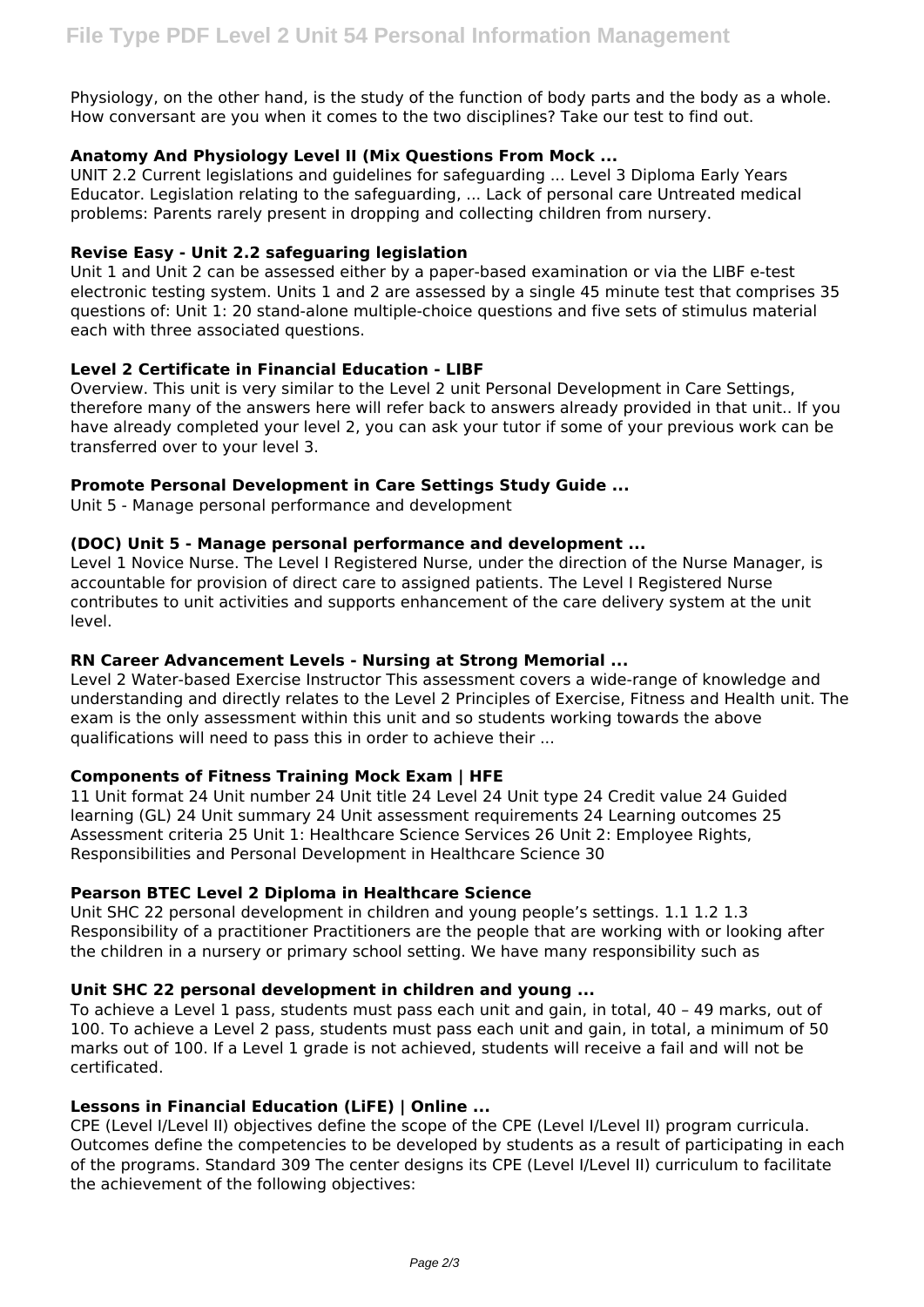Physiology, on the other hand, is the study of the function of body parts and the body as a whole. How conversant are you when it comes to the two disciplines? Take our test to find out.

**Anatomy And Physiology Level II (Mix Questions From Mock ...**

UNIT 2.2 Current legislations and guidelines for safeguarding ... Level 3 Diploma Early Years Educator. Legislation relating to the safeguarding, ... Lack of personal care Untreated medical problems: Parents rarely present in dropping and collecting children from nursery.

**Revise Easy - Unit 2.2 safeguaring legislation**

Unit 1 and Unit 2 can be assessed either by a paper-based examination or via the LIBF e-test electronic testing system. Units 1 and 2 are assessed by a single 45 minute test that comprises 35 questions of: Unit 1: 20 stand-alone multiple-choice questions and five sets of stimulus material each with three associated questions.

**Level 2 Certificate in Financial Education - LIBF**

Overview. This unit is very similar to the Level 2 unit Personal Development in Care Settings, therefore many of the answers here will refer back to answers already provided in that unit.. If you have already completed your level 2, you can ask your tutor if some of your previous work can be transferred over to your level 3.

**Promote Personal Development in Care Settings Study Guide ...**

Unit 5 - Manage personal performance and development

**(DOC) Unit 5 - Manage personal performance and development ...**

Level 1 Novice Nurse. The Level I Registered Nurse, under the direction of the Nurse Manager, is accountable for provision of direct care to assigned patients. The Level I Registered Nurse contributes to unit activities and supports enhancement of the care delivery system at the unit level.

**RN Career Advancement Levels - Nursing at Strong Memorial ...**

Level 2 Water-based Exercise Instructor This assessment covers a wide-range of knowledge and understanding and directly relates to the Level 2 Principles of Exercise, Fitness and Health unit. The exam is the only assessment within this unit and so students working towards the above qualifications will need to pass this in order to achieve their ...

**Components of Fitness Training Mock Exam | HFE**

11 Unit format 24 Unit number 24 Unit title 24 Level 24 Unit type 24 Credit value 24 Guided learning (GL) 24 Unit summary 24 Unit assessment requirements 24 Learning outcomes 25 Assessment criteria 25 Unit 1: Healthcare Science Services 26 Unit 2: Employee Rights, Responsibilities and Personal Development in Healthcare Science 30

**Pearson BTEC Level 2 Diploma in Healthcare Science**

Unit SHC 22 personal development in children and young people's settings. 1.1 1.2 1.3 Responsibility of a practitioner Practitioners are the people that are working with or looking after the children in a nursery or primary school setting. We have many responsibility such as

**Unit SHC 22 personal development in children and young ...**

To achieve a Level 1 pass, students must pass each unit and gain, in total, 40 – 49 marks, out of 100. To achieve a Level 2 pass, students must pass each unit and gain, in total, a minimum of 50 marks out of 100. If a Level 1 grade is not achieved, students will receive a fail and will not be certificated.

**Lessons in Financial Education (LiFE) | Online ...**

CPE (Level I/Level II) objectives define the scope of the CPE (Level I/Level II) program curricula. Outcomes define the competencies to be developed by students as a result of participating in each of the programs. Standard 309 The center designs its CPE (Level I/Level II) curriculum to facilitate the achievement of the following objectives: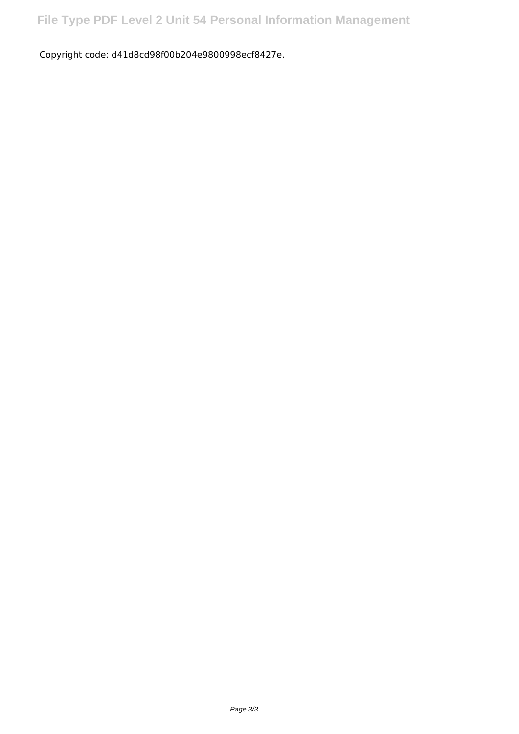Copyright code: d41d8cd98f00b204e9800998ecf8427e.